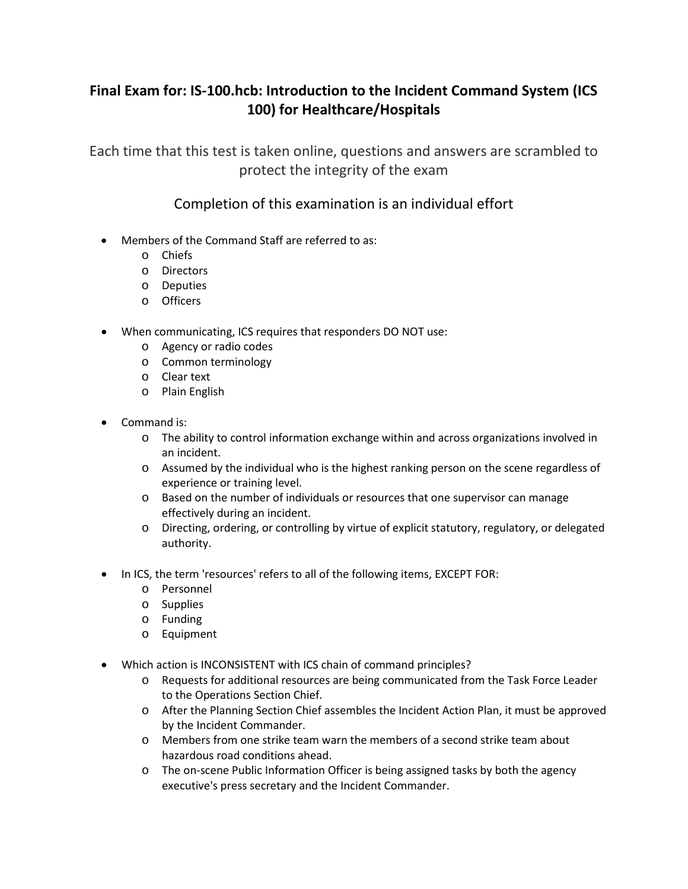# Final Exam for: IS-100.hcb: Introduction to the Incident Command System (ICS 100) for Healthcare/Hospitals

Each time that this test is taken online, questions and answers are scrambled to protect the integrity of the exam

Completion of this examination is an individual effort

- Members of the Command Staff are referred to as:
  - Chiefs
  - Directors
  - Deputies
  - Officers

- When communicating, ICS requires that responders DO NOT use:
  - Agency or radio codes
  - Common terminology
  - Clear text
  - Plain English

- Command is:
  - The ability to control information exchange within and across organizations involved in an incident.
  - Assumed by the individual who is the highest ranking person on the scene regardless of experience or training level.
  - Based on the number of individuals or resources that one supervisor can manage effectively during an incident.
  - Directing, ordering, or controlling by virtue of explicit statutory, regulatory, or delegated authority.

- In ICS, the term 'resources' refers to all of the following items, EXCEPT FOR:
  - Personnel
  - Supplies
  - Funding
  - Equipment

- Which action is INCONSISTENT with ICS chain of command principles?
  - Requests for additional resources are being communicated from the Task Force Leader to the Operations Section Chief.
  - After the Planning Section Chief assembles the Incident Action Plan, it must be approved by the Incident Commander.
  - Members from one strike team warn the members of a second strike team about hazardous road conditions ahead.
  - The on-scene Public Information Officer is being assigned tasks by both the agency executive's press secretary and the Incident Commander.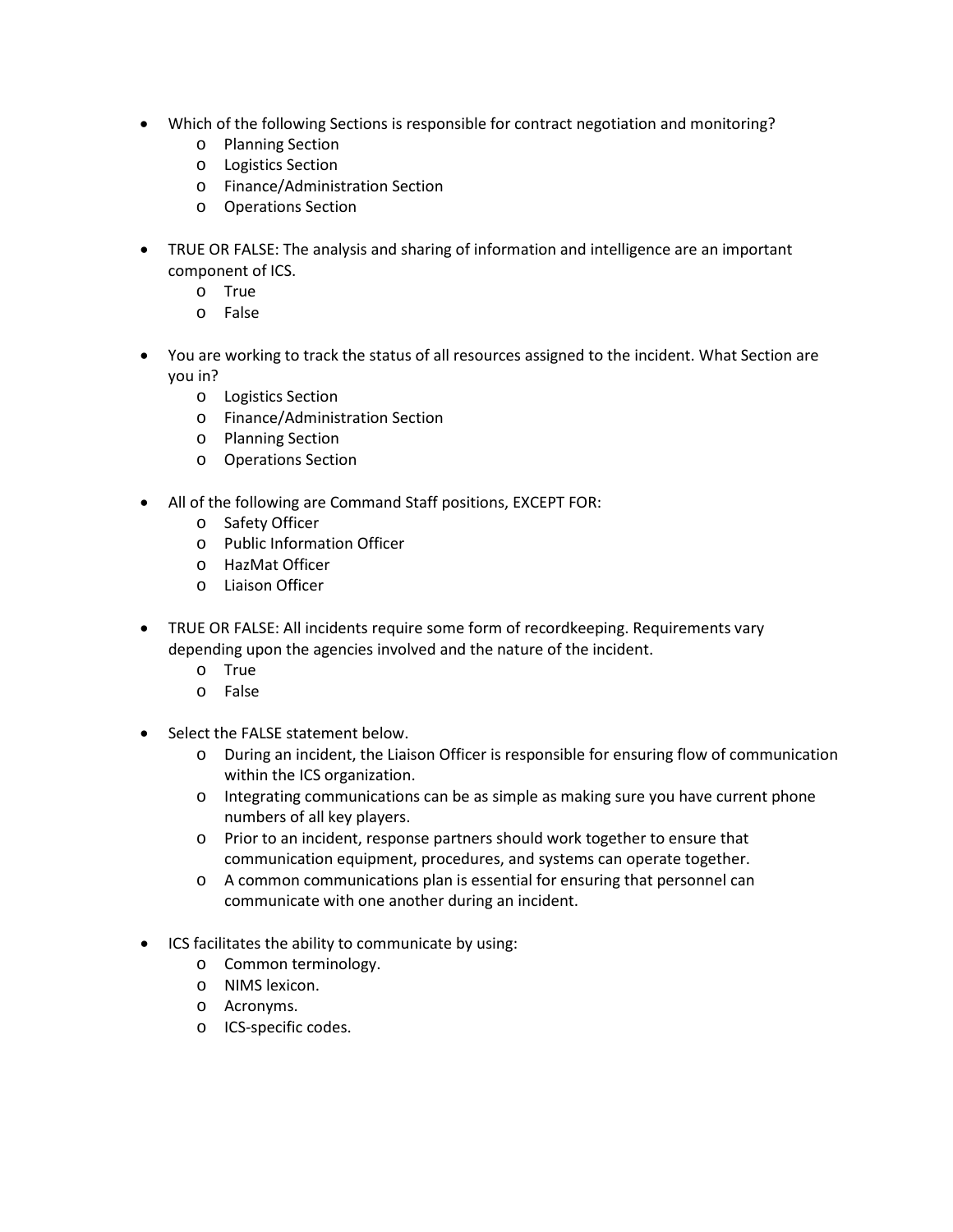- Which of the following Sections is responsible for contract negotiation and monitoring?
    - Planning Section
    - Logistics Section
    - Finance/Administration Section
    - Operations Section

- TRUE OR FALSE: The analysis and sharing of information and intelligence are an important component of ICS.
    - True
    - False

- You are working to track the status of all resources assigned to the incident. What Section are you in?
    - Logistics Section
    - Finance/Administration Section
    - Planning Section
    - Operations Section

- All of the following are Command Staff positions, EXCEPT FOR:
    - Safety Officer
    - Public Information Officer
    - HazMat Officer
    - Liaison Officer

- TRUE OR FALSE: All incidents require some form of recordkeeping. Requirements vary depending upon the agencies involved and the nature of the incident.
    - True
    - False

- Select the FALSE statement below.
    - During an incident, the Liaison Officer is responsible for ensuring flow of communication within the ICS organization.
    - Integrating communications can be as simple as making sure you have current phone numbers of all key players.
    - Prior to an incident, response partners should work together to ensure that communication equipment, procedures, and systems can operate together.
    - A common communications plan is essential for ensuring that personnel can communicate with one another during an incident.

- ICS facilitates the ability to communicate by using:
    - Common terminology.
    - NIMS lexicon.
    - Acronyms.
    - ICS-specific codes.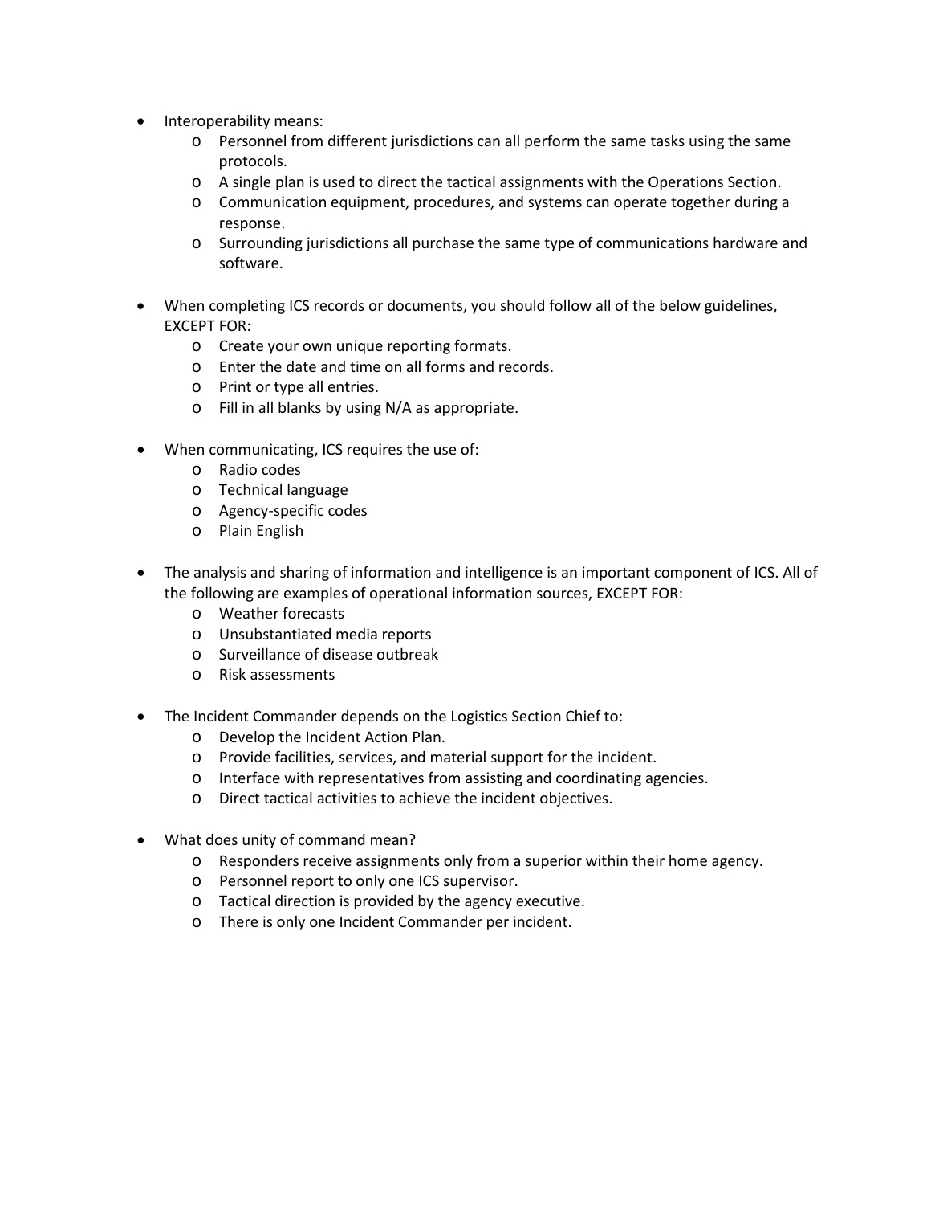- Interoperability means:
  - Personnel from different jurisdictions can all perform the same tasks using the same protocols.
  - A single plan is used to direct the tactical assignments with the Operations Section.
  - Communication equipment, procedures, and systems can operate together during a response.
  - Surrounding jurisdictions all purchase the same type of communications hardware and software.

- When completing ICS records or documents, you should follow all of the below guidelines, EXCEPT FOR:
  - Create your own unique reporting formats.
  - Enter the date and time on all forms and records.
  - Print or type all entries.
  - Fill in all blanks by using N/A as appropriate.

- When communicating, ICS requires the use of:
  - Radio codes
  - Technical language
  - Agency-specific codes
  - Plain English

- The analysis and sharing of information and intelligence is an important component of ICS. All of the following are examples of operational information sources, EXCEPT FOR:
  - Weather forecasts
  - Unsubstantiated media reports
  - Surveillance of disease outbreak
  - Risk assessments

- The Incident Commander depends on the Logistics Section Chief to:
  - Develop the Incident Action Plan.
  - Provide facilities, services, and material support for the incident.
  - Interface with representatives from assisting and coordinating agencies.
  - Direct tactical activities to achieve the incident objectives.

- What does unity of command mean?
  - Responders receive assignments only from a superior within their home agency.
  - Personnel report to only one ICS supervisor.
  - Tactical direction is provided by the agency executive.
  - There is only one Incident Commander per incident.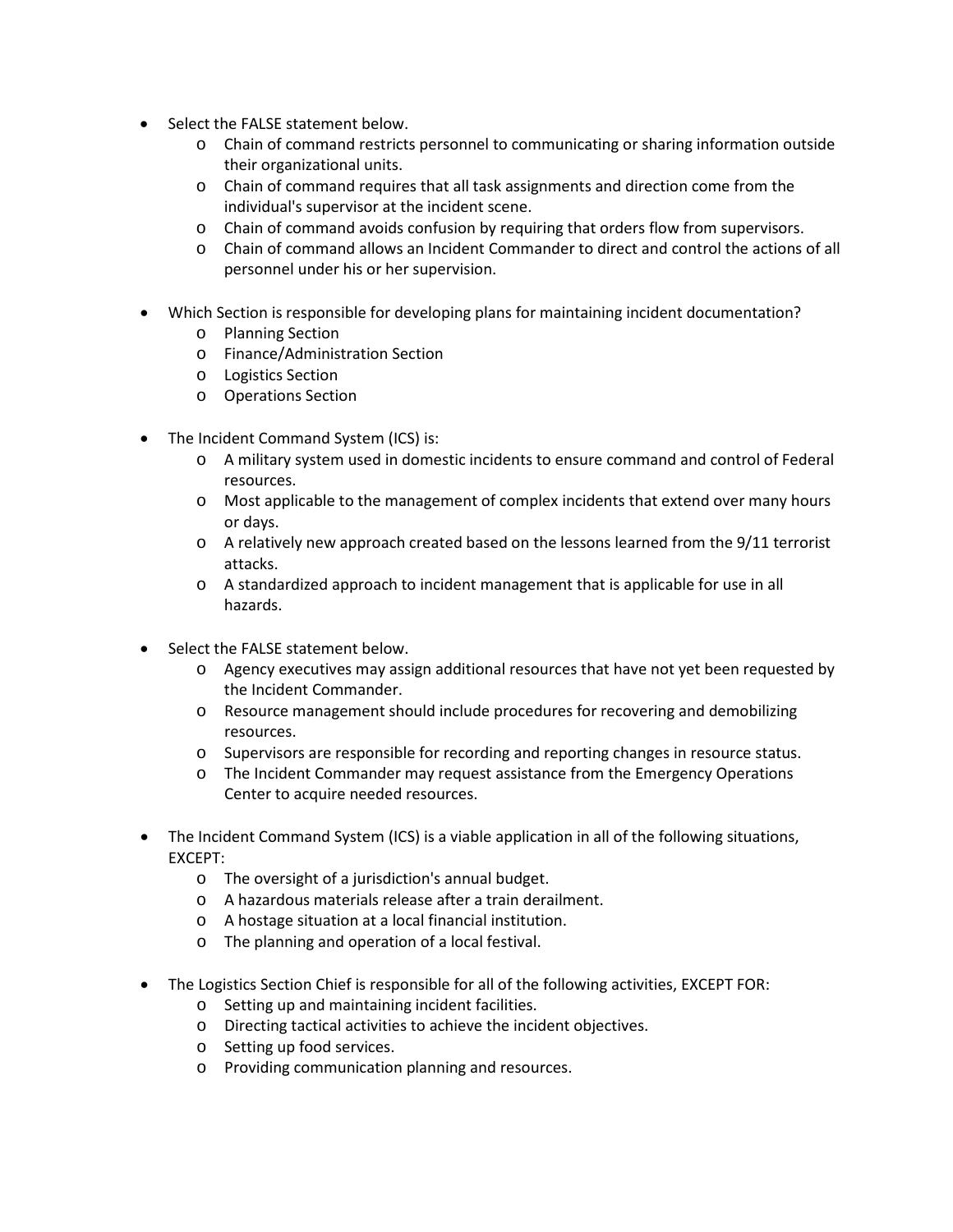- Select the FALSE statement below.
    - Chain of command restricts personnel to communicating or sharing information outside their organizational units.
    - Chain of command requires that all task assignments and direction come from the individual's supervisor at the incident scene.
    - Chain of command avoids confusion by requiring that orders flow from supervisors.
    - Chain of command allows an Incident Commander to direct and control the actions of all personnel under his or her supervision.

- Which Section is responsible for developing plans for maintaining incident documentation?
    - Planning Section
    - Finance/Administration Section
    - Logistics Section
    - Operations Section

- The Incident Command System (ICS) is:
    - A military system used in domestic incidents to ensure command and control of Federal resources.
    - Most applicable to the management of complex incidents that extend over many hours or days.
    - A relatively new approach created based on the lessons learned from the 9/11 terrorist attacks.
    - A standardized approach to incident management that is applicable for use in all hazards.

- Select the FALSE statement below.
    - Agency executives may assign additional resources that have not yet been requested by the Incident Commander.
    - Resource management should include procedures for recovering and demobilizing resources.
    - Supervisors are responsible for recording and reporting changes in resource status.
    - The Incident Commander may request assistance from the Emergency Operations Center to acquire needed resources.

- The Incident Command System (ICS) is a viable application in all of the following situations, EXCEPT:
    - The oversight of a jurisdiction's annual budget.
    - A hazardous materials release after a train derailment.
    - A hostage situation at a local financial institution.
    - The planning and operation of a local festival.

- The Logistics Section Chief is responsible for all of the following activities, EXCEPT FOR:
    - Setting up and maintaining incident facilities.
    - Directing tactical activities to achieve the incident objectives.
    - Setting up food services.
    - Providing communication planning and resources.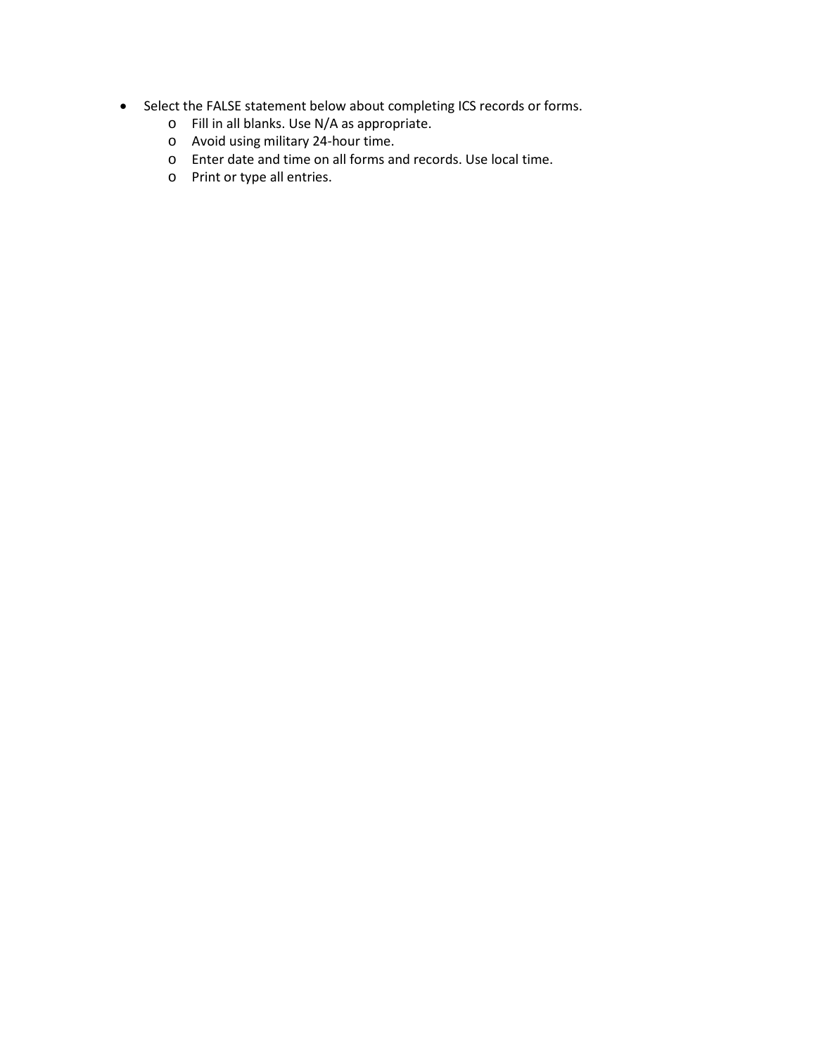- Select the FALSE statement below about completing ICS records or forms.
  - Fill in all blanks. Use N/A as appropriate.
  - Avoid using military 24-hour time.
  - Enter date and time on all forms and records. Use local time.
  - Print or type all entries.